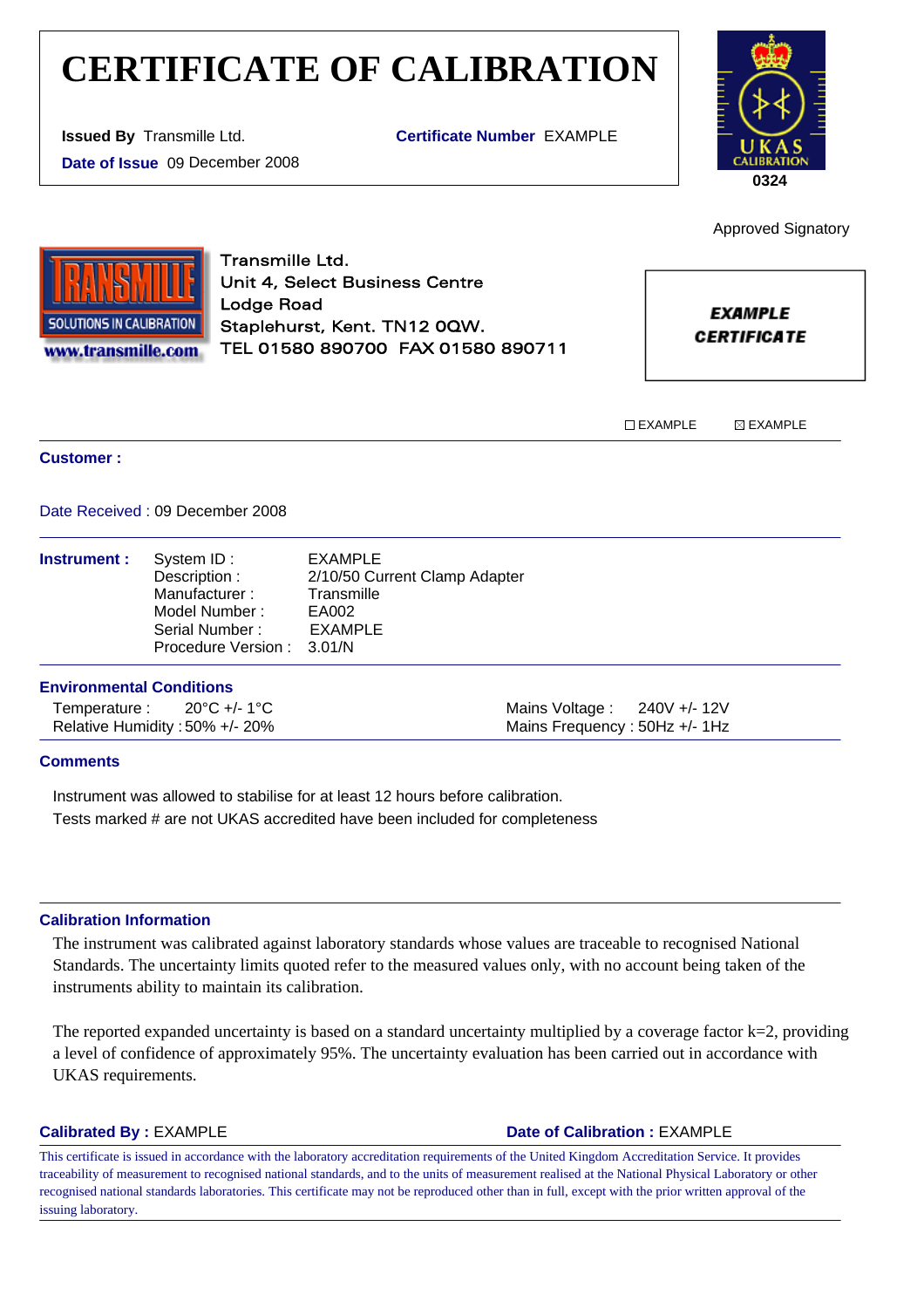# CERTIFICATE OF CALIBRATION

**Issued By** Transmille Ltd.

**Certificate Number** EXAMPLE

**Date of Issue** 09 December 2008

UKAS CALIBRATION

0324

Approved Signatory

Transmille Ltd.
Unit 4, Select Business Centre
Lodge Road
Staplehurst, Kent. TN12 0QW.
TEL 01580 890700 FAX 01580 890711

***EXAMPLE CERTIFICATE***

☐ EXAMPLE ☒ EXAMPLE

**Customer :**

Date Received : 09 December 2008

**Instrument :**

| | |
|---|---|
| System ID : | EXAMPLE |
| Description : | 2/10/50 Current Clamp Adapter |
| Manufacturer : | Transmille |
| Model Number : | EA002 |
| Serial Number : | EXAMPLE |
| Procedure Version : | 3.01/N |

**Environmental Conditions**

Temperature : 20°C +/- 1°C
Relative Humidity : 50% +/- 20%

Mains Voltage : 240V +/- 12V
Mains Frequency : 50Hz +/- 1Hz

**Comments**

Instrument was allowed to stabilise for at least 12 hours before calibration.
Tests marked # are not UKAS accredited have been included for completeness

**Calibration Information**

The instrument was calibrated against laboratory standards whose values are traceable to recognised National Standards. The uncertainty limits quoted refer to the measured values only, with no account being taken of the instruments ability to maintain its calibration.

The reported expanded uncertainty is based on a standard uncertainty multiplied by a coverage factor k=2, providing a level of confidence of approximately 95%. The uncertainty evaluation has been carried out in accordance with UKAS requirements.

**Calibrated By :** EXAMPLE

**Date of Calibration :** EXAMPLE

This certificate is issued in accordance with the laboratory accreditation requirements of the United Kingdom Accreditation Service. It provides traceability of measurement to recognised national standards, and to the units of measurement realised at the National Physical Laboratory or other recognised national standards laboratories. This certificate may not be reproduced other than in full, except with the prior written approval of the issuing laboratory.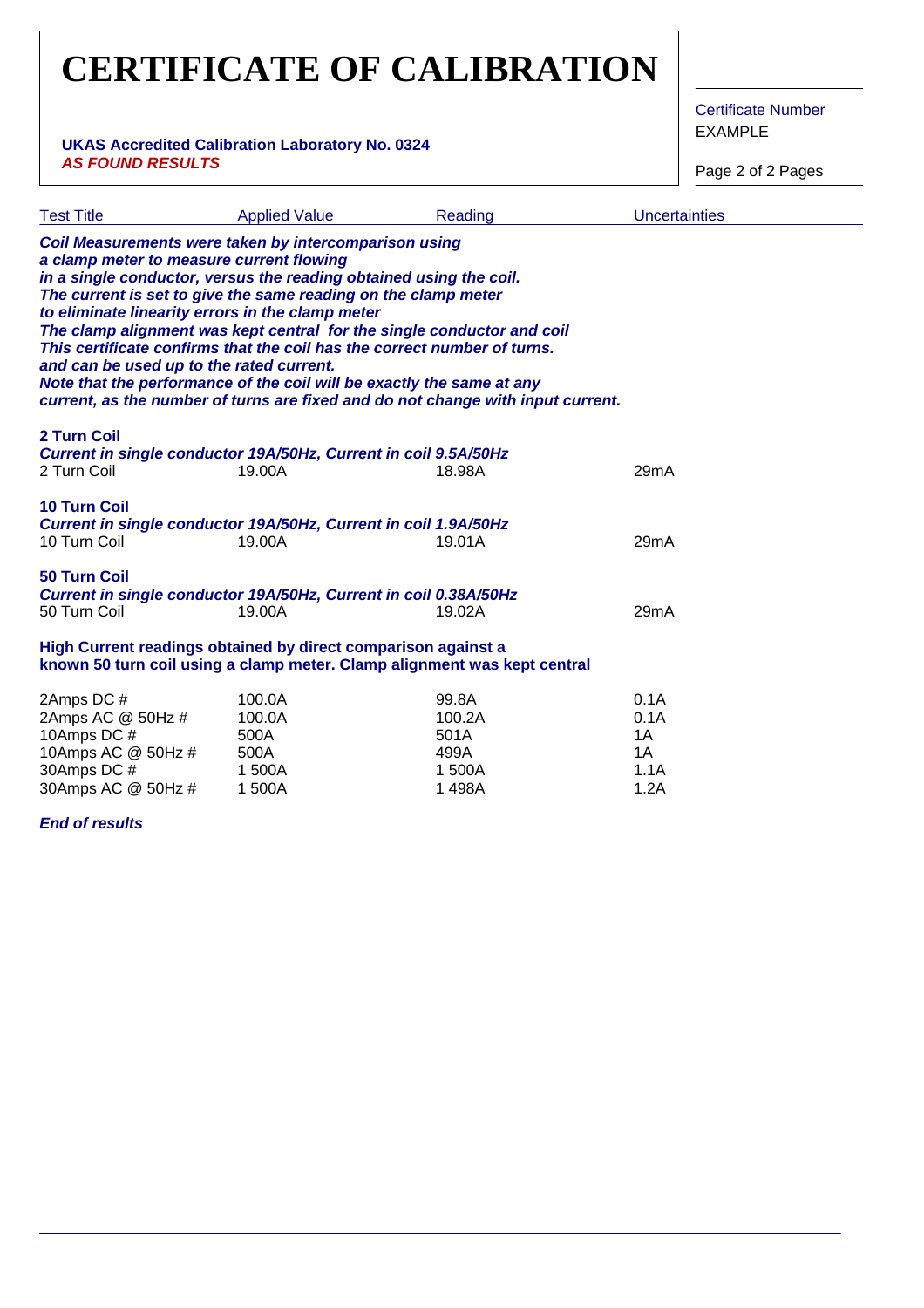# CERTIFICATE OF CALIBRATION

**UKAS Accredited Calibration Laboratory No. 0324**

***AS FOUND RESULTS***

Certificate Number
EXAMPLE

| Test Title | Applied Value | Reading | Uncertainties |
|---|---|---|---|

***Coil Measurements were taken by intercomparison using a clamp meter to measure current flowing in a single conductor, versus the reading obtained using the coil. The current is set to give the same reading on the clamp meter to eliminate linearity errors in the clamp meter The clamp alignment was kept central for the single conductor and coil This certificate confirms that the coil has the correct number of turns. and can be used up to the rated current. Note that the performance of the coil will be exactly the same at any current, as the number of turns are fixed and do not change with input current.***

**2 Turn Coil**

***Current in single conductor 19A/50Hz, Current in coil 9.5A/50Hz***

| | | | |
|---|---|---|---|
| 2 Turn Coil | 19.00A | 18.98A | 29mA |

**10 Turn Coil**

***Current in single conductor 19A/50Hz, Current in coil 1.9A/50Hz***

| | | | |
|---|---|---|---|
| 10 Turn Coil | 19.00A | 19.01A | 29mA |

**50 Turn Coil**

***Current in single conductor 19A/50Hz, Current in coil 0.38A/50Hz***

| | | | |
|---|---|---|---|
| 50 Turn Coil | 19.00A | 19.02A | 29mA |

**High Current readings obtained by direct comparison against a known 50 turn coil using a clamp meter. Clamp alignment was kept central**

| | | | |
|---|---|---|---|
| 2Amps DC # | 100.0A | 99.8A | 0.1A |
| 2Amps AC @ 50Hz # | 100.0A | 100.2A | 0.1A |
| 10Amps DC # | 500A | 501A | 1A |
| 10Amps AC @ 50Hz # | 500A | 499A | 1A |
| 30Amps DC # | 1 500A | 1 500A | 1.1A |
| 30Amps AC @ 50Hz # | 1 500A | 1 498A | 1.2A |

***End of results***